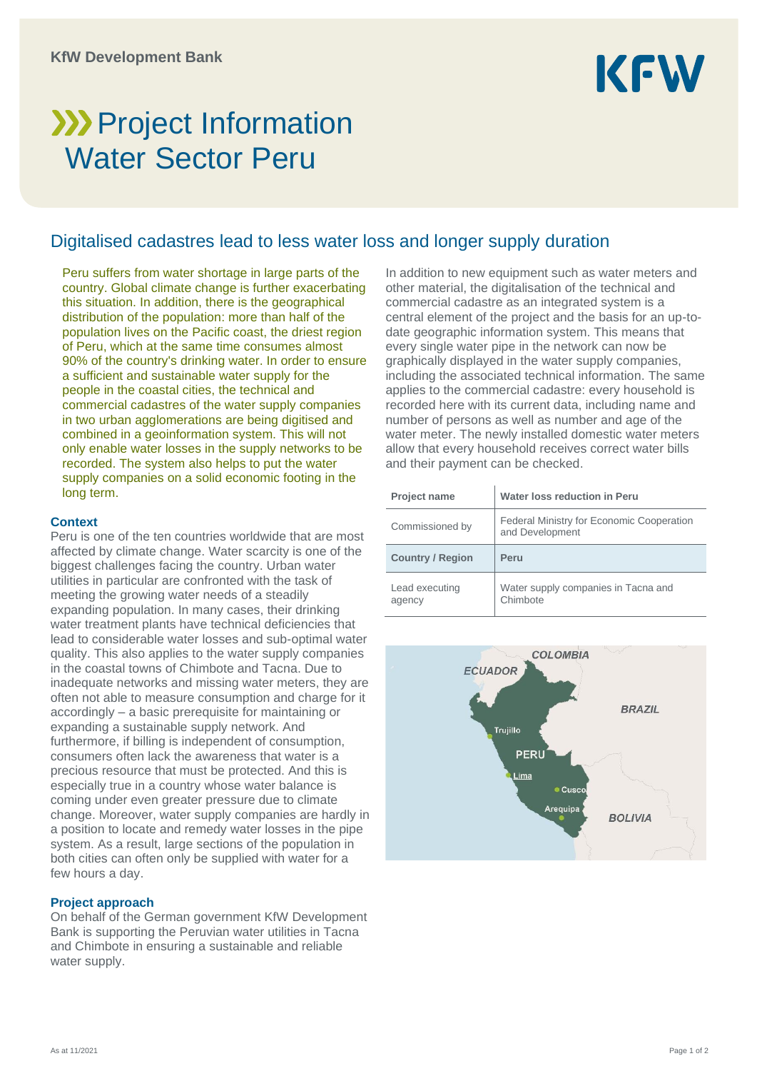KfW Development Bank

# Project Information Water Sector Peru

## Digitalised cadastres lead to less water loss and longer supply duration

Peru suffers from water shortage in large parts of the country. Global climate change is further exacerbating this situation. In addition, there is the geographical distribution of the population: more than half of the population lives on the Pacific coast, the driest region of Peru, which at the same time consumes almost 90% of the country's drinking water. In order to ensure a sufficient and sustainable water supply for the people in the coastal cities, the technical and commercial cadastres of the water supply companies in two urban agglomerations are being digitised and combined in a geoinformation system. This will not only enable water losses in the supply networks to be recorded. The system also helps to put the water supply companies on a solid economic footing in the long term.

### Context

Peru is one of the ten countries worldwide that are most affected by climate change. Water scarcity is one of the biggest challenges facing the country. Urban water utilities in particular are confronted with the task of meeting the growing water needs of a steadily expanding population. In many cases, their drinking water treatment plants have technical deficiencies that lead to considerable water losses and sub-optimal water quality. This also applies to the water supply companies in the coastal towns of Chimbote and Tacna. Due to inadequate networks and missing water meters, they are often not able to measure consumption and charge for it accordingly – a basic prerequisite for maintaining or expanding a sustainable supply network. And furthermore, if billing is independent of consumption, consumers often lack the awareness that water is a precious resource that must be protected. And this is especially true in a country whose water balance is coming under even greater pressure due to climate change. Moreover, water supply companies are hardly in a position to locate and remedy water losses in the pipe system. As a result, large sections of the population in both cities can often only be supplied with water for a few hours a day.

### Project approach

On behalf of the German government KfW Development Bank is supporting the Peruvian water utilities in Tacna and Chimbote in ensuring a sustainable and reliable water supply.

In addition to new equipment such as water meters and other material, the digitalisation of the technical and commercial cadastre as an integrated system is a central element of the project and the basis for an up-to-date geographic information system. This means that every single water pipe in the network can now be graphically displayed in the water supply companies, including the associated technical information. The same applies to the commercial cadastre: every household is recorded here with its current data, including name and number of persons as well as number and age of the water meter. The newly installed domestic water meters allow that every household receives correct water bills and their payment can be checked.

| Project name | Water loss reduction in Peru |
|---|---|
| Commissioned by | Federal Ministry for Economic Cooperation and Development |
| Country / Region | Peru |
| Lead executing agency | Water supply companies in Tacna and Chimbote |

COLOMBIA, ECUADOR, BRAZIL, Trujillo, PERU, Lima, Cusco, Arequipa, BOLIVIA

As at 11/2021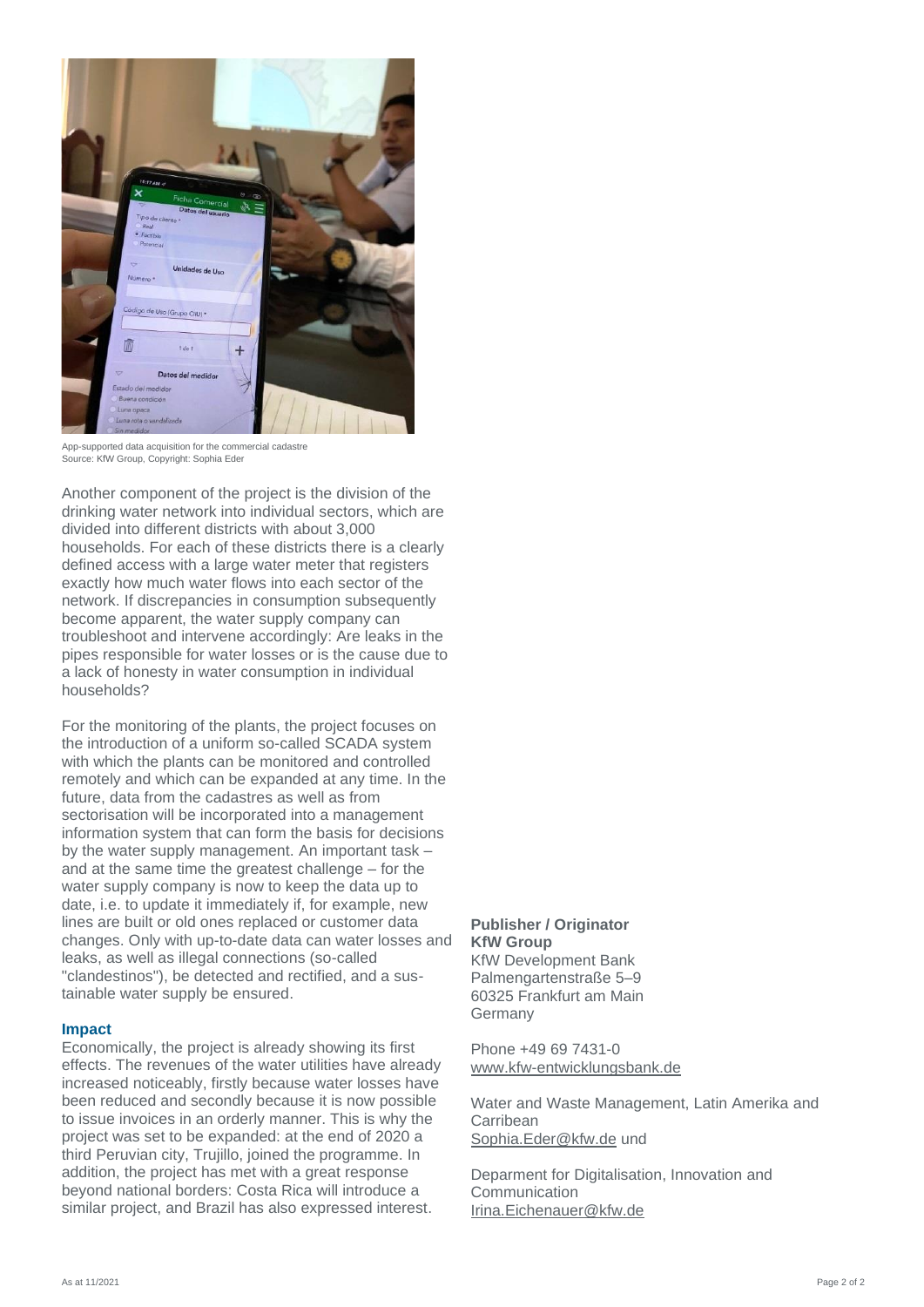App-supported data acquisition for the commercial cadastre
Source: KfW Group, Copyright: Sophia Eder

Another component of the project is the division of the drinking water network into individual sectors, which are divided into different districts with about 3,000 households. For each of these districts there is a clearly defined access with a large water meter that registers exactly how much water flows into each sector of the network. If discrepancies in consumption subsequently become apparent, the water supply company can troubleshoot and intervene accordingly: Are leaks in the pipes responsible for water losses or is the cause due to a lack of honesty in water consumption in individual households?

For the monitoring of the plants, the project focuses on the introduction of a uniform so-called SCADA system with which the plants can be monitored and controlled remotely and which can be expanded at any time. In the future, data from the cadastres as well as from sectorisation will be incorporated into a management information system that can form the basis for decisions by the water supply management. An important task – and at the same time the greatest challenge – for the water supply company is now to keep the data up to date, i.e. to update it immediately if, for example, new lines are built or old ones replaced or customer data changes. Only with up-to-date data can water losses and leaks, as well as illegal connections (so-called "clandestinos"), be detected and rectified, and a sustainable water supply be ensured.

### Impact

Economically, the project is already showing its first effects. The revenues of the water utilities have already increased noticeably, firstly because water losses have been reduced and secondly because it is now possible to issue invoices in an orderly manner. This is why the project was set to be expanded: at the end of 2020 a third Peruvian city, Trujillo, joined the programme. In addition, the project has met with a great response beyond national borders: Costa Rica will introduce a similar project, and Brazil has also expressed interest.

**Publisher / Originator**
**KfW Group**
KfW Development Bank
Palmengartenstraße 5–9
60325 Frankfurt am Main
Germany

Phone +49 69 7431-0
www.kfw-entwicklungsbank.de

Water and Waste Management, Latin Amerika and Carribean
Sophia.Eder@kfw.de und

Deparment for Digitalisation, Innovation and Communication
Irina.Eichenauer@kfw.de

As at 11/2021